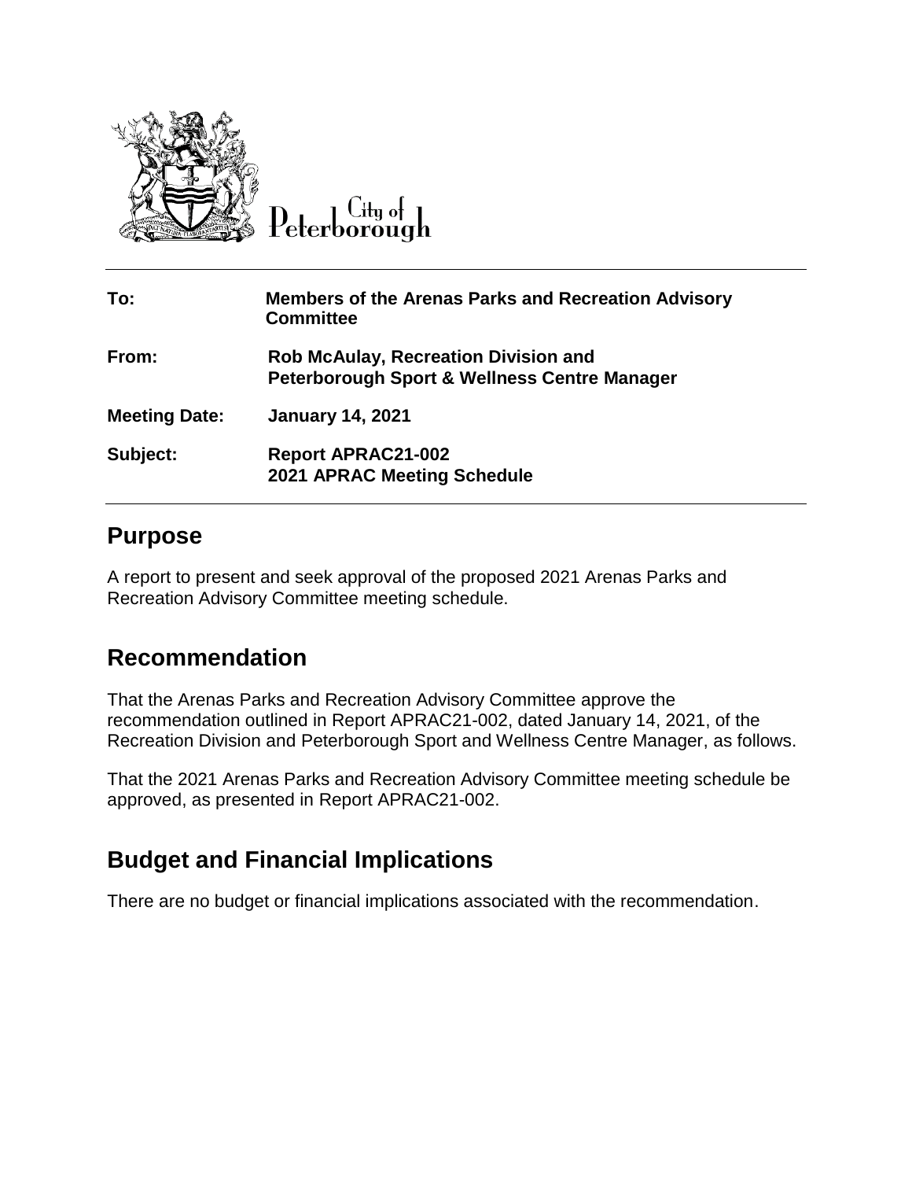City of Peterborough

| | |
|---|---|
| **To:** | **Members of the Arenas Parks and Recreation Advisory Committee** |
| **From:** | **Rob McAulay, Recreation Division and Peterborough Sport & Wellness Centre Manager** |
| **Meeting Date:** | **January 14, 2021** |
| **Subject:** | **Report APRAC21-002 2021 APRAC Meeting Schedule** |

## Purpose

A report to present and seek approval of the proposed 2021 Arenas Parks and Recreation Advisory Committee meeting schedule.

## Recommendation

That the Arenas Parks and Recreation Advisory Committee approve the recommendation outlined in Report APRAC21-002, dated January 14, 2021, of the Recreation Division and Peterborough Sport and Wellness Centre Manager, as follows.

That the 2021 Arenas Parks and Recreation Advisory Committee meeting schedule be approved, as presented in Report APRAC21-002.

## Budget and Financial Implications

There are no budget or financial implications associated with the recommendation.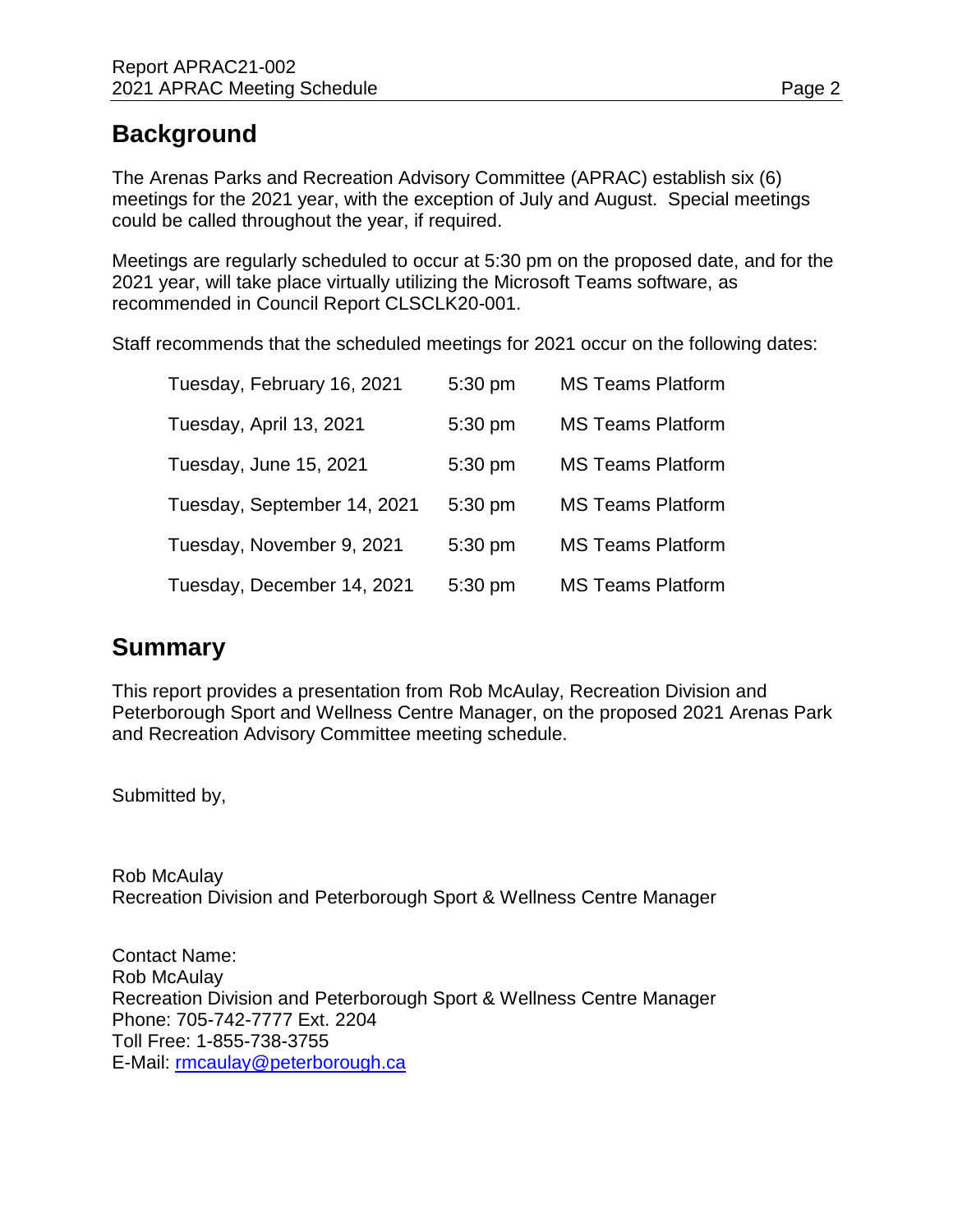## Background

The Arenas Parks and Recreation Advisory Committee (APRAC) establish six (6) meetings for the 2021 year, with the exception of July and August. Special meetings could be called throughout the year, if required.

Meetings are regularly scheduled to occur at 5:30 pm on the proposed date, and for the 2021 year, will take place virtually utilizing the Microsoft Teams software, as recommended in Council Report CLSCLK20-001.

Staff recommends that the scheduled meetings for 2021 occur on the following dates:

| | | |
|---|---|---|
| Tuesday, February 16, 2021 | 5:30 pm | MS Teams Platform |
| Tuesday, April 13, 2021 | 5:30 pm | MS Teams Platform |
| Tuesday, June 15, 2021 | 5:30 pm | MS Teams Platform |
| Tuesday, September 14, 2021 | 5:30 pm | MS Teams Platform |
| Tuesday, November 9, 2021 | 5:30 pm | MS Teams Platform |
| Tuesday, December 14, 2021 | 5:30 pm | MS Teams Platform |

## Summary

This report provides a presentation from Rob McAulay, Recreation Division and Peterborough Sport and Wellness Centre Manager, on the proposed 2021 Arenas Park and Recreation Advisory Committee meeting schedule.

Submitted by,

Rob McAulay
Recreation Division and Peterborough Sport & Wellness Centre Manager

Contact Name:
Rob McAulay
Recreation Division and Peterborough Sport & Wellness Centre Manager
Phone: 705-742-7777 Ext. 2204
Toll Free: 1-855-738-3755
E-Mail: rmcaulay@peterborough.ca